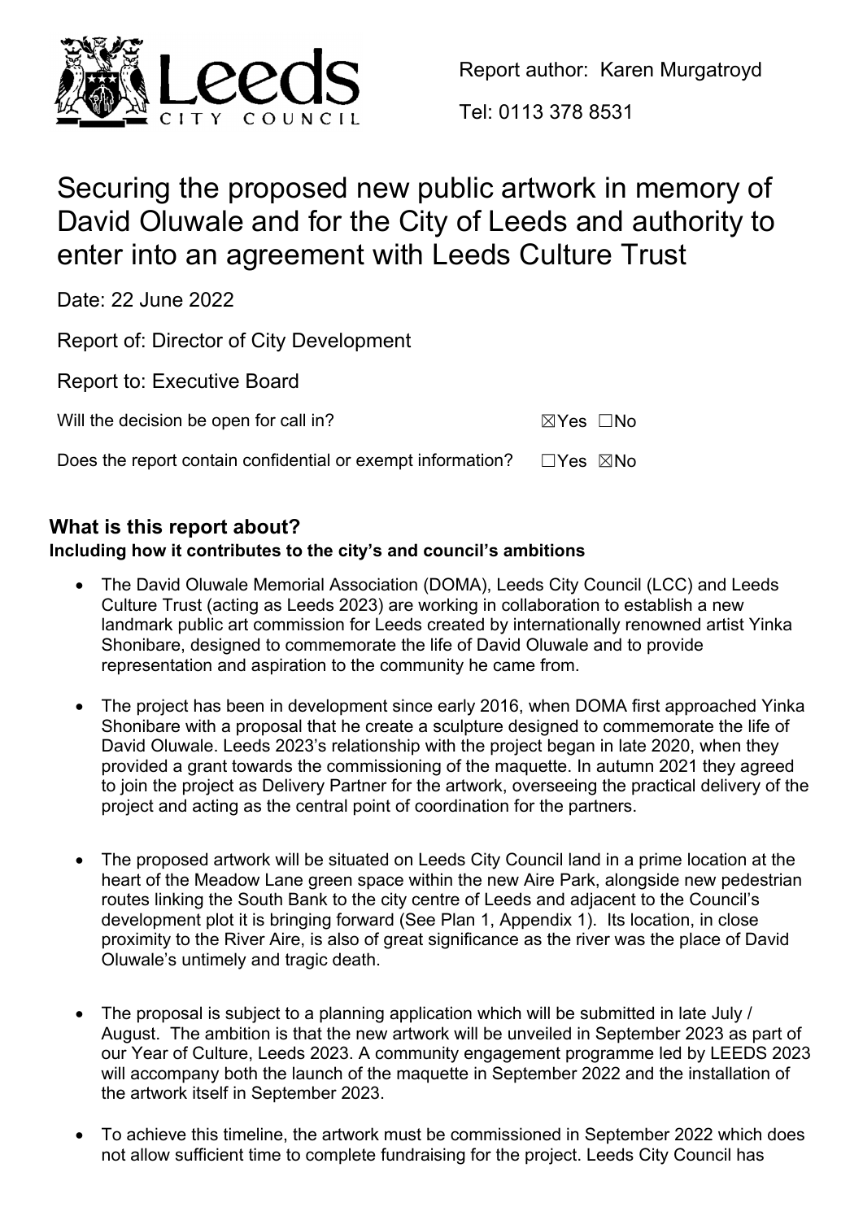Leeds City Council

Report author: Karen Murgatroyd

Tel: 0113 378 8531

# Securing the proposed new public artwork in memory of David Oluwale and for the City of Leeds and authority to enter into an agreement with Leeds Culture Trust

Date: 22 June 2022

Report of: Director of City Development

Report to: Executive Board

Will the decision be open for call in? ☒Yes ☐No

Does the report contain confidential or exempt information? ☐Yes ☒No

## What is this report about?

**Including how it contributes to the city's and council's ambitions**

- The David Oluwale Memorial Association (DOMA), Leeds City Council (LCC) and Leeds Culture Trust (acting as Leeds 2023) are working in collaboration to establish a new landmark public art commission for Leeds created by internationally renowned artist Yinka Shonibare, designed to commemorate the life of David Oluwale and to provide representation and aspiration to the community he came from.

- The project has been in development since early 2016, when DOMA first approached Yinka Shonibare with a proposal that he create a sculpture designed to commemorate the life of David Oluwale. Leeds 2023's relationship with the project began in late 2020, when they provided a grant towards the commissioning of the maquette. In autumn 2021 they agreed to join the project as Delivery Partner for the artwork, overseeing the practical delivery of the project and acting as the central point of coordination for the partners.

- The proposed artwork will be situated on Leeds City Council land in a prime location at the heart of the Meadow Lane green space within the new Aire Park, alongside new pedestrian routes linking the South Bank to the city centre of Leeds and adjacent to the Council's development plot it is bringing forward (See Plan 1, Appendix 1). Its location, in close proximity to the River Aire, is also of great significance as the river was the place of David Oluwale's untimely and tragic death.

- The proposal is subject to a planning application which will be submitted in late July / August. The ambition is that the new artwork will be unveiled in September 2023 as part of our Year of Culture, Leeds 2023. A community engagement programme led by LEEDS 2023 will accompany both the launch of the maquette in September 2022 and the installation of the artwork itself in September 2023.

- To achieve this timeline, the artwork must be commissioned in September 2022 which does not allow sufficient time to complete fundraising for the project. Leeds City Council has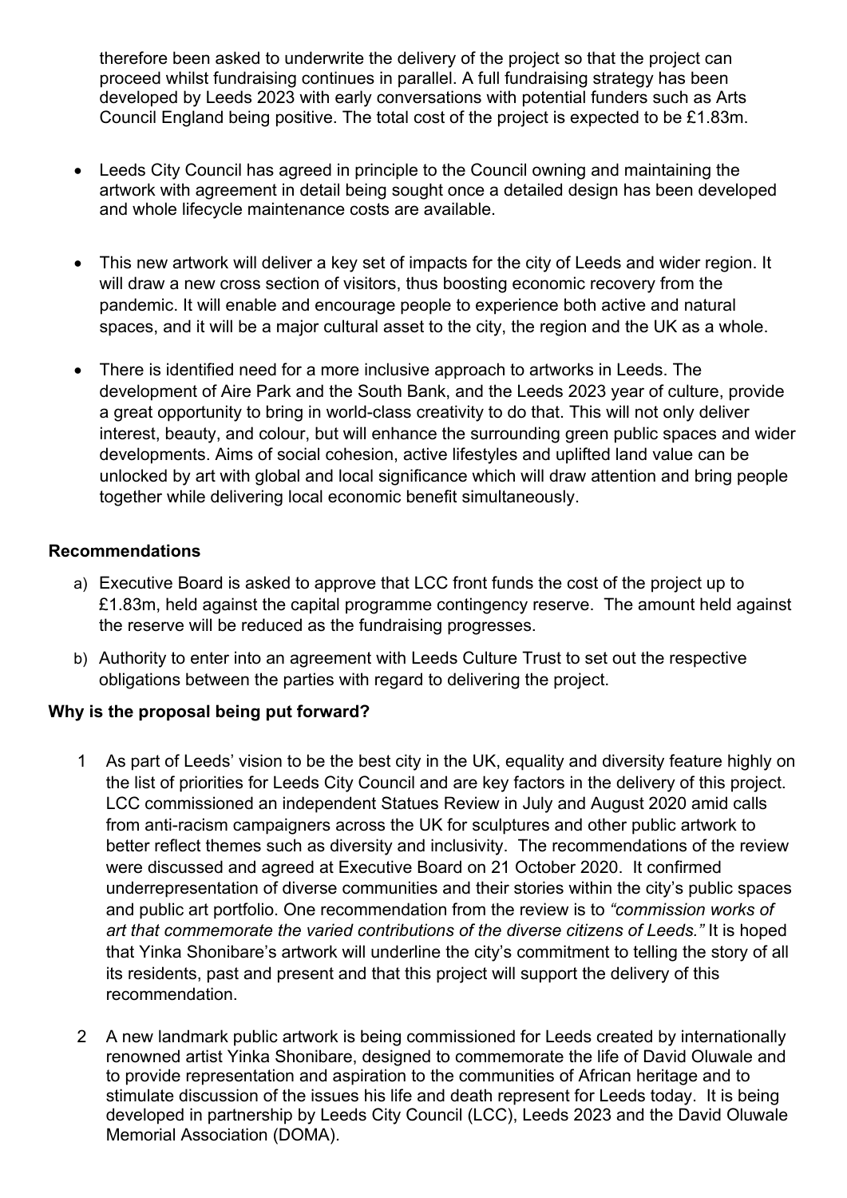therefore been asked to underwrite the delivery of the project so that the project can proceed whilst fundraising continues in parallel. A full fundraising strategy has been developed by Leeds 2023 with early conversations with potential funders such as Arts Council England being positive. The total cost of the project is expected to be £1.83m.

- Leeds City Council has agreed in principle to the Council owning and maintaining the artwork with agreement in detail being sought once a detailed design has been developed and whole lifecycle maintenance costs are available.

- This new artwork will deliver a key set of impacts for the city of Leeds and wider region. It will draw a new cross section of visitors, thus boosting economic recovery from the pandemic. It will enable and encourage people to experience both active and natural spaces, and it will be a major cultural asset to the city, the region and the UK as a whole.

- There is identified need for a more inclusive approach to artworks in Leeds. The development of Aire Park and the South Bank, and the Leeds 2023 year of culture, provide a great opportunity to bring in world-class creativity to do that. This will not only deliver interest, beauty, and colour, but will enhance the surrounding green public spaces and wider developments. Aims of social cohesion, active lifestyles and uplifted land value can be unlocked by art with global and local significance which will draw attention and bring people together while delivering local economic benefit simultaneously.

**Recommendations**

a) Executive Board is asked to approve that LCC front funds the cost of the project up to £1.83m, held against the capital programme contingency reserve. The amount held against the reserve will be reduced as the fundraising progresses.

b) Authority to enter into an agreement with Leeds Culture Trust to set out the respective obligations between the parties with regard to delivering the project.

**Why is the proposal being put forward?**

1 As part of Leeds' vision to be the best city in the UK, equality and diversity feature highly on the list of priorities for Leeds City Council and are key factors in the delivery of this project. LCC commissioned an independent Statues Review in July and August 2020 amid calls from anti-racism campaigners across the UK for sculptures and other public artwork to better reflect themes such as diversity and inclusivity. The recommendations of the review were discussed and agreed at Executive Board on 21 October 2020. It confirmed underrepresentation of diverse communities and their stories within the city's public spaces and public art portfolio. One recommendation from the review is to *"commission works of art that commemorate the varied contributions of the diverse citizens of Leeds."* It is hoped that Yinka Shonibare's artwork will underline the city's commitment to telling the story of all its residents, past and present and that this project will support the delivery of this recommendation.

2 A new landmark public artwork is being commissioned for Leeds created by internationally renowned artist Yinka Shonibare, designed to commemorate the life of David Oluwale and to provide representation and aspiration to the communities of African heritage and to stimulate discussion of the issues his life and death represent for Leeds today. It is being developed in partnership by Leeds City Council (LCC), Leeds 2023 and the David Oluwale Memorial Association (DOMA).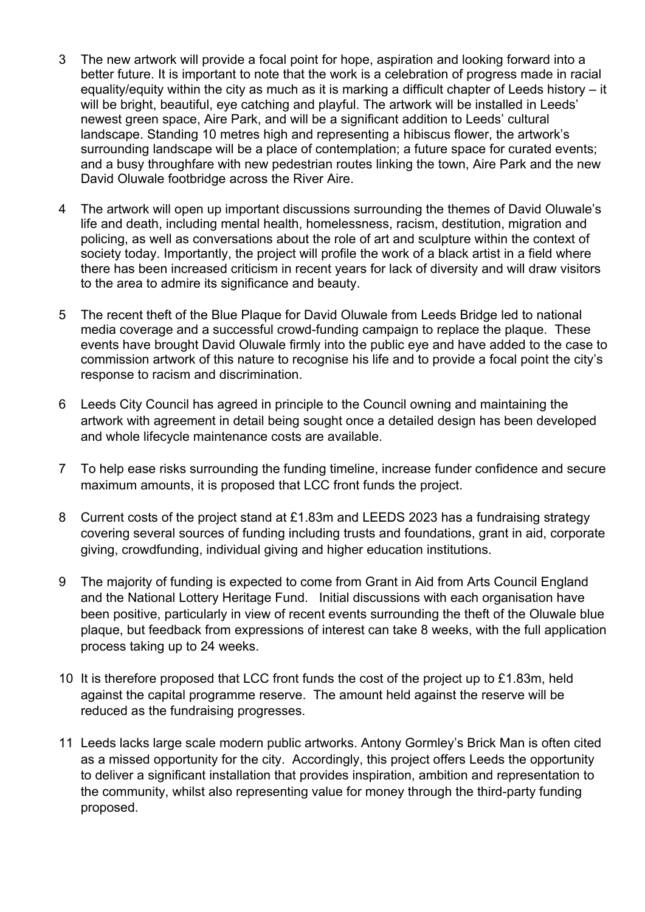3 The new artwork will provide a focal point for hope, aspiration and looking forward into a better future. It is important to note that the work is a celebration of progress made in racial equality/equity within the city as much as it is marking a difficult chapter of Leeds history – it will be bright, beautiful, eye catching and playful. The artwork will be installed in Leeds' newest green space, Aire Park, and will be a significant addition to Leeds' cultural landscape. Standing 10 metres high and representing a hibiscus flower, the artwork's surrounding landscape will be a place of contemplation; a future space for curated events; and a busy throughfare with new pedestrian routes linking the town, Aire Park and the new David Oluwale footbridge across the River Aire.

4 The artwork will open up important discussions surrounding the themes of David Oluwale's life and death, including mental health, homelessness, racism, destitution, migration and policing, as well as conversations about the role of art and sculpture within the context of society today. Importantly, the project will profile the work of a black artist in a field where there has been increased criticism in recent years for lack of diversity and will draw visitors to the area to admire its significance and beauty.

5 The recent theft of the Blue Plaque for David Oluwale from Leeds Bridge led to national media coverage and a successful crowd-funding campaign to replace the plaque. These events have brought David Oluwale firmly into the public eye and have added to the case to commission artwork of this nature to recognise his life and to provide a focal point the city's response to racism and discrimination.

6 Leeds City Council has agreed in principle to the Council owning and maintaining the artwork with agreement in detail being sought once a detailed design has been developed and whole lifecycle maintenance costs are available.

7 To help ease risks surrounding the funding timeline, increase funder confidence and secure maximum amounts, it is proposed that LCC front funds the project.

8 Current costs of the project stand at £1.83m and LEEDS 2023 has a fundraising strategy covering several sources of funding including trusts and foundations, grant in aid, corporate giving, crowdfunding, individual giving and higher education institutions.

9 The majority of funding is expected to come from Grant in Aid from Arts Council England and the National Lottery Heritage Fund. Initial discussions with each organisation have been positive, particularly in view of recent events surrounding the theft of the Oluwale blue plaque, but feedback from expressions of interest can take 8 weeks, with the full application process taking up to 24 weeks.

10 It is therefore proposed that LCC front funds the cost of the project up to £1.83m, held against the capital programme reserve. The amount held against the reserve will be reduced as the fundraising progresses.

11 Leeds lacks large scale modern public artworks. Antony Gormley's Brick Man is often cited as a missed opportunity for the city. Accordingly, this project offers Leeds the opportunity to deliver a significant installation that provides inspiration, ambition and representation to the community, whilst also representing value for money through the third-party funding proposed.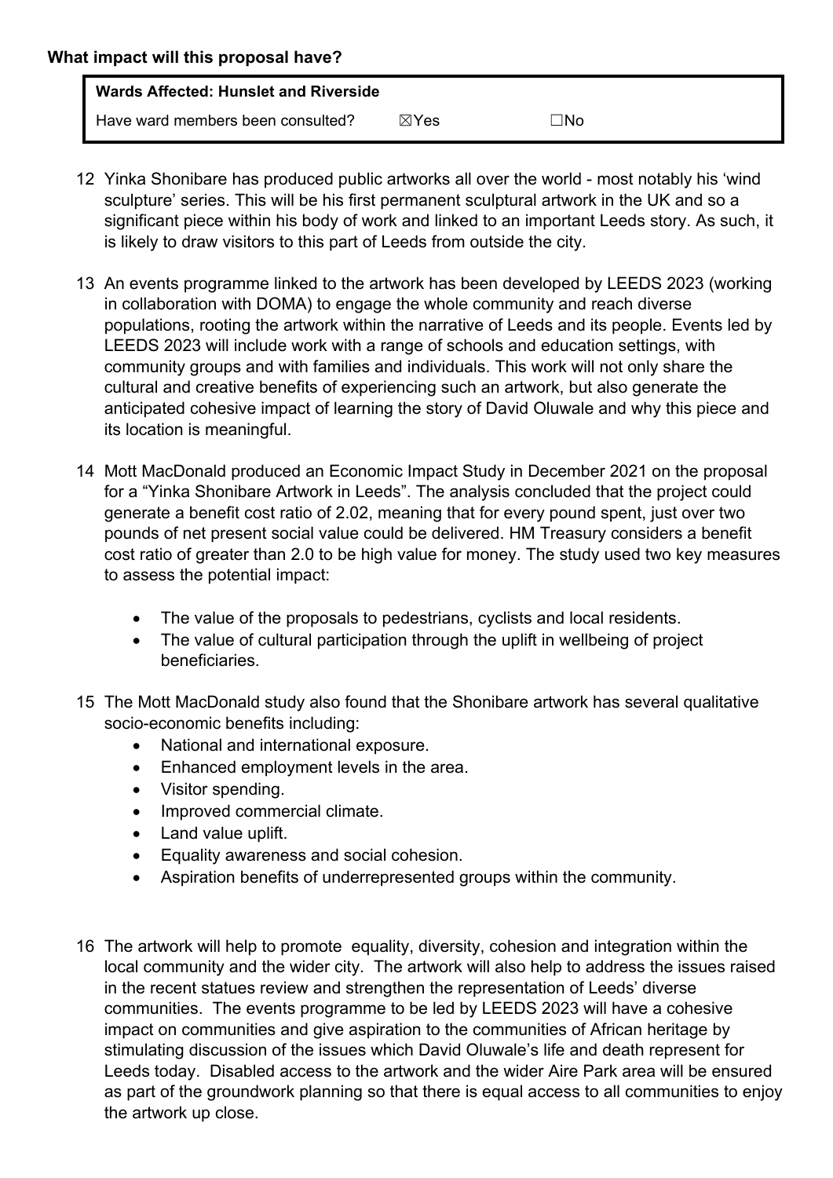**What impact will this proposal have?**

| **Wards Affected: Hunslet and Riverside** | | |
|---|---|---|
| Have ward members been consulted? | ☒Yes | ☐No |

12 Yinka Shonibare has produced public artworks all over the world - most notably his 'wind sculpture' series. This will be his first permanent sculptural artwork in the UK and so a significant piece within his body of work and linked to an important Leeds story. As such, it is likely to draw visitors to this part of Leeds from outside the city.

13 An events programme linked to the artwork has been developed by LEEDS 2023 (working in collaboration with DOMA) to engage the whole community and reach diverse populations, rooting the artwork within the narrative of Leeds and its people. Events led by LEEDS 2023 will include work with a range of schools and education settings, with community groups and with families and individuals. This work will not only share the cultural and creative benefits of experiencing such an artwork, but also generate the anticipated cohesive impact of learning the story of David Oluwale and why this piece and its location is meaningful.

14 Mott MacDonald produced an Economic Impact Study in December 2021 on the proposal for a "Yinka Shonibare Artwork in Leeds". The analysis concluded that the project could generate a benefit cost ratio of 2.02, meaning that for every pound spent, just over two pounds of net present social value could be delivered. HM Treasury considers a benefit cost ratio of greater than 2.0 to be high value for money. The study used two key measures to assess the potential impact:

- The value of the proposals to pedestrians, cyclists and local residents.
- The value of cultural participation through the uplift in wellbeing of project beneficiaries.

15 The Mott MacDonald study also found that the Shonibare artwork has several qualitative socio-economic benefits including:

- National and international exposure.
- Enhanced employment levels in the area.
- Visitor spending.
- Improved commercial climate.
- Land value uplift.
- Equality awareness and social cohesion.
- Aspiration benefits of underrepresented groups within the community.

16 The artwork will help to promote equality, diversity, cohesion and integration within the local community and the wider city. The artwork will also help to address the issues raised in the recent statues review and strengthen the representation of Leeds' diverse communities. The events programme to be led by LEEDS 2023 will have a cohesive impact on communities and give aspiration to the communities of African heritage by stimulating discussion of the issues which David Oluwale's life and death represent for Leeds today. Disabled access to the artwork and the wider Aire Park area will be ensured as part of the groundwork planning so that there is equal access to all communities to enjoy the artwork up close.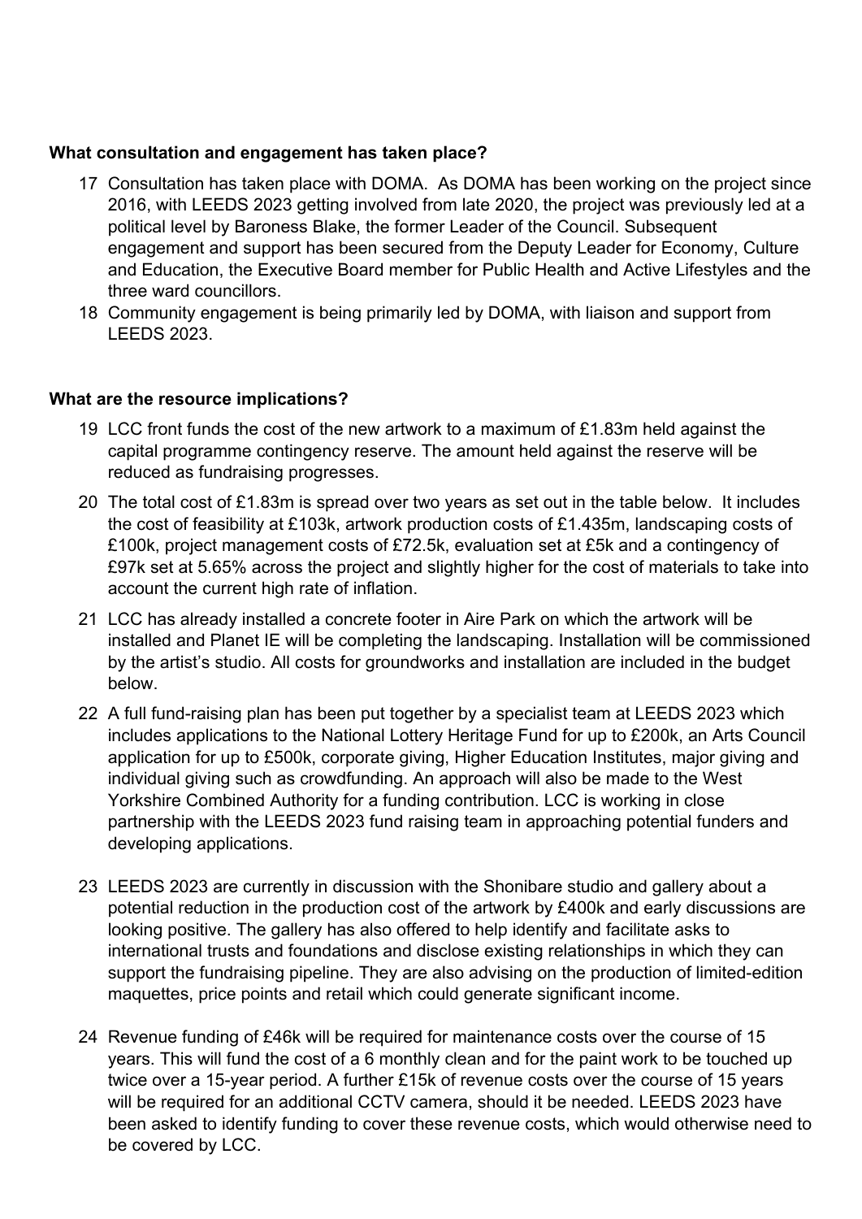**What consultation and engagement has taken place?**

17 Consultation has taken place with DOMA. As DOMA has been working on the project since 2016, with LEEDS 2023 getting involved from late 2020, the project was previously led at a political level by Baroness Blake, the former Leader of the Council. Subsequent engagement and support has been secured from the Deputy Leader for Economy, Culture and Education, the Executive Board member for Public Health and Active Lifestyles and the three ward councillors.

18 Community engagement is being primarily led by DOMA, with liaison and support from LEEDS 2023.

**What are the resource implications?**

19 LCC front funds the cost of the new artwork to a maximum of £1.83m held against the capital programme contingency reserve. The amount held against the reserve will be reduced as fundraising progresses.

20 The total cost of £1.83m is spread over two years as set out in the table below. It includes the cost of feasibility at £103k, artwork production costs of £1.435m, landscaping costs of £100k, project management costs of £72.5k, evaluation set at £5k and a contingency of £97k set at 5.65% across the project and slightly higher for the cost of materials to take into account the current high rate of inflation.

21 LCC has already installed a concrete footer in Aire Park on which the artwork will be installed and Planet IE will be completing the landscaping. Installation will be commissioned by the artist's studio. All costs for groundworks and installation are included in the budget below.

22 A full fund-raising plan has been put together by a specialist team at LEEDS 2023 which includes applications to the National Lottery Heritage Fund for up to £200k, an Arts Council application for up to £500k, corporate giving, Higher Education Institutes, major giving and individual giving such as crowdfunding. An approach will also be made to the West Yorkshire Combined Authority for a funding contribution. LCC is working in close partnership with the LEEDS 2023 fund raising team in approaching potential funders and developing applications.

23 LEEDS 2023 are currently in discussion with the Shonibare studio and gallery about a potential reduction in the production cost of the artwork by £400k and early discussions are looking positive. The gallery has also offered to help identify and facilitate asks to international trusts and foundations and disclose existing relationships in which they can support the fundraising pipeline. They are also advising on the production of limited-edition maquettes, price points and retail which could generate significant income.

24 Revenue funding of £46k will be required for maintenance costs over the course of 15 years. This will fund the cost of a 6 monthly clean and for the paint work to be touched up twice over a 15-year period. A further £15k of revenue costs over the course of 15 years will be required for an additional CCTV camera, should it be needed. LEEDS 2023 have been asked to identify funding to cover these revenue costs, which would otherwise need to be covered by LCC.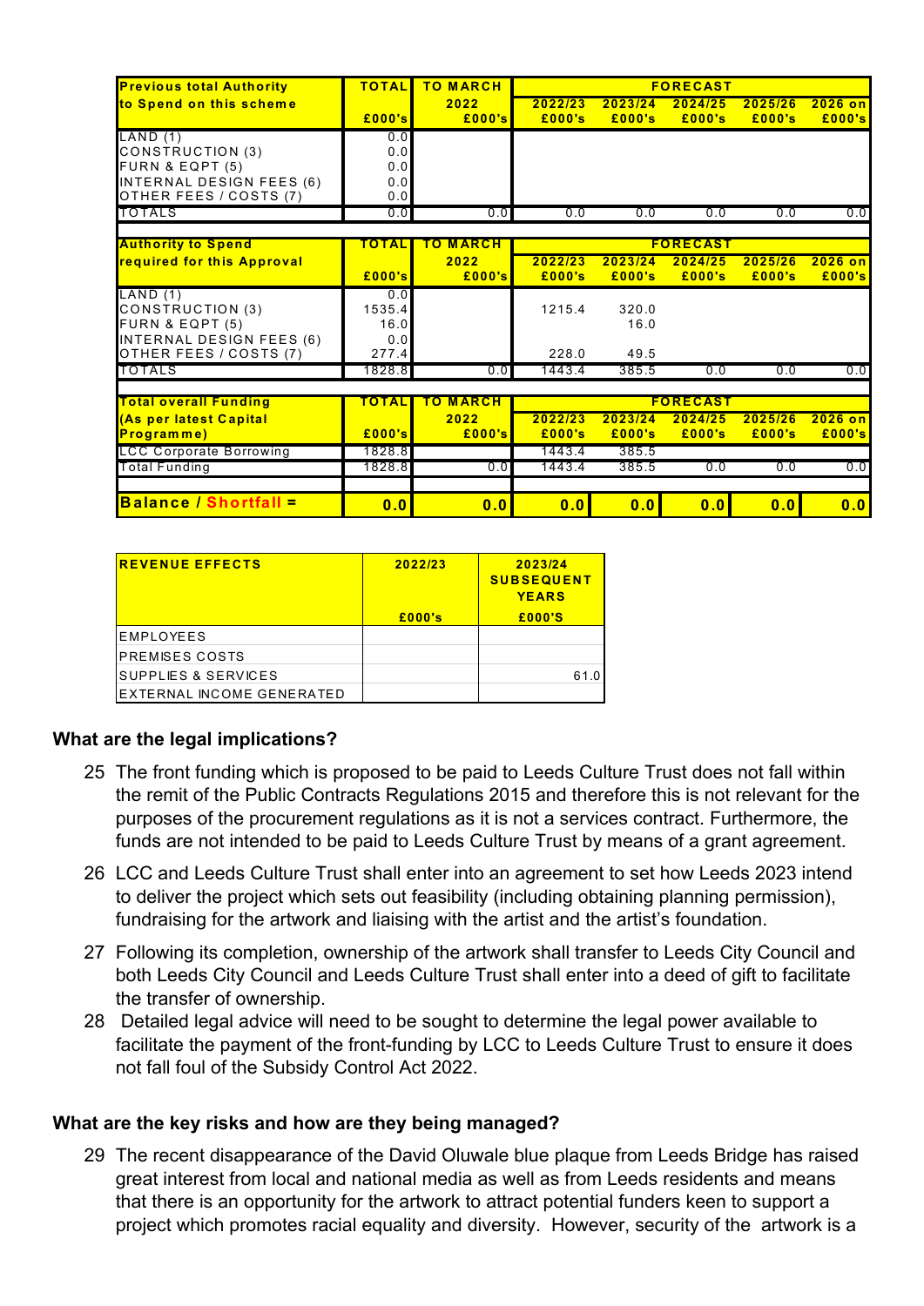| Previous total Authority to Spend on this scheme | TOTAL £000's | TO MARCH 2022 £000's | FORECAST 2022/23 £000's | 2023/24 £000's | 2024/25 £000's | 2025/26 £000's | 2026 on £000's |
|---|---|---|---|---|---|---|---|
| LAND (1) | 0.0 | | | | | | |
| CONSTRUCTION (3) | 0.0 | | | | | | |
| FURN & EQPT (5) | 0.0 | | | | | | |
| INTERNAL DESIGN FEES (6) | 0.0 | | | | | | |
| OTHER FEES / COSTS (7) | 0.0 | | | | | | |
| TOTALS | 0.0 | 0.0 | 0.0 | 0.0 | 0.0 | 0.0 | 0.0 |

| Authority to Spend required for this Approval | TOTAL £000's | TO MARCH 2022 £000's | FORECAST 2022/23 £000's | 2023/24 £000's | 2024/25 £000's | 2025/26 £000's | 2026 on £000's |
|---|---|---|---|---|---|---|---|
| LAND (1) | 0.0 | | | | | | |
| CONSTRUCTION (3) | 1535.4 | | 1215.4 | 320.0 | | | |
| FURN & EQPT (5) | 16.0 | | | 16.0 | | | |
| INTERNAL DESIGN FEES (6) | 0.0 | | | | | | |
| OTHER FEES / COSTS (7) | 277.4 | | 228.0 | 49.5 | | | |
| TOTALS | 1828.8 | 0.0 | 1443.4 | 385.5 | 0.0 | 0.0 | 0.0 |

| Total overall Funding (As per latest Capital Programme) | TOTAL £000's | TO MARCH 2022 £000's | FORECAST 2022/23 £000's | 2023/24 £000's | 2024/25 £000's | 2025/26 £000's | 2026 on £000's |
|---|---|---|---|---|---|---|---|
| LCC Corporate Borrowing | 1828.8 | | 1443.4 | 385.5 | | | |
| Total Funding | 1828.8 | 0.0 | 1443.4 | 385.5 | 0.0 | 0.0 | 0.0 |
| **Balance / Shortfall =** | **0.0** | **0.0** | **0.0** | **0.0** | **0.0** | **0.0** | **0.0** |

| REVENUE EFFECTS | 2022/23 £000's | 2023/24 SUBSEQUENT YEARS £000'S |
|---|---|---|
| EMPLOYEES | | |
| PREMISES COSTS | | |
| SUPPLIES & SERVICES | | 61.0 |
| EXTERNAL INCOME GENERATED | | |

**What are the legal implications?**

25 The front funding which is proposed to be paid to Leeds Culture Trust does not fall within the remit of the Public Contracts Regulations 2015 and therefore this is not relevant for the purposes of the procurement regulations as it is not a services contract. Furthermore, the funds are not intended to be paid to Leeds Culture Trust by means of a grant agreement.

26 LCC and Leeds Culture Trust shall enter into an agreement to set how Leeds 2023 intend to deliver the project which sets out feasibility (including obtaining planning permission), fundraising for the artwork and liaising with the artist and the artist's foundation.

27 Following its completion, ownership of the artwork shall transfer to Leeds City Council and both Leeds City Council and Leeds Culture Trust shall enter into a deed of gift to facilitate the transfer of ownership.

28 Detailed legal advice will need to be sought to determine the legal power available to facilitate the payment of the front-funding by LCC to Leeds Culture Trust to ensure it does not fall foul of the Subsidy Control Act 2022.

**What are the key risks and how are they being managed?**

29 The recent disappearance of the David Oluwale blue plaque from Leeds Bridge has raised great interest from local and national media as well as from Leeds residents and means that there is an opportunity for the artwork to attract potential funders keen to support a project which promotes racial equality and diversity. However, security of the artwork is a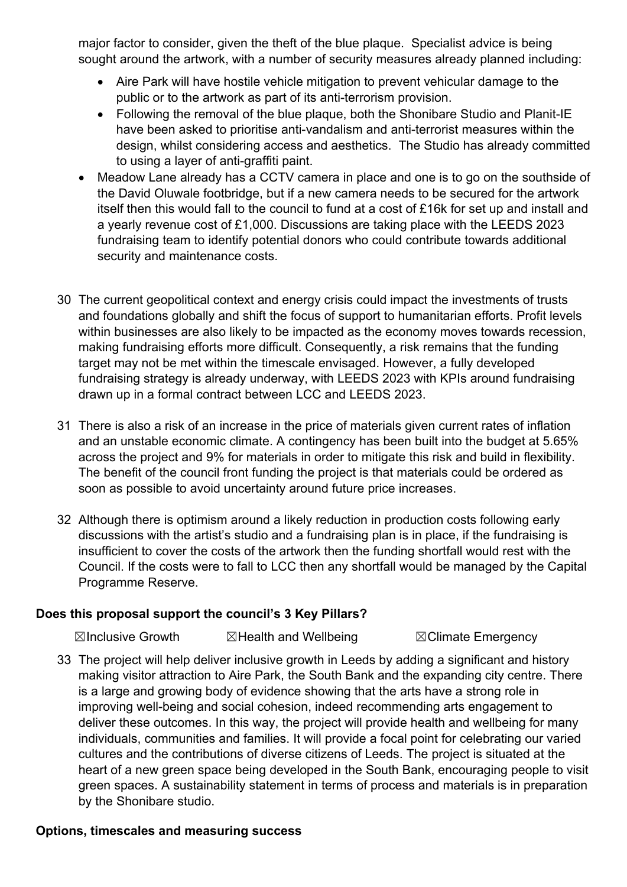major factor to consider, given the theft of the blue plaque. Specialist advice is being sought around the artwork, with a number of security measures already planned including:

- Aire Park will have hostile vehicle mitigation to prevent vehicular damage to the public or to the artwork as part of its anti-terrorism provision.
- Following the removal of the blue plaque, both the Shonibare Studio and Planit-IE have been asked to prioritise anti-vandalism and anti-terrorist measures within the design, whilst considering access and aesthetics. The Studio has already committed to using a layer of anti-graffiti paint.
- Meadow Lane already has a CCTV camera in place and one is to go on the southside of the David Oluwale footbridge, but if a new camera needs to be secured for the artwork itself then this would fall to the council to fund at a cost of £16k for set up and install and a yearly revenue cost of £1,000. Discussions are taking place with the LEEDS 2023 fundraising team to identify potential donors who could contribute towards additional security and maintenance costs.

30 The current geopolitical context and energy crisis could impact the investments of trusts and foundations globally and shift the focus of support to humanitarian efforts. Profit levels within businesses are also likely to be impacted as the economy moves towards recession, making fundraising efforts more difficult. Consequently, a risk remains that the funding target may not be met within the timescale envisaged. However, a fully developed fundraising strategy is already underway, with LEEDS 2023 with KPIs around fundraising drawn up in a formal contract between LCC and LEEDS 2023.

31 There is also a risk of an increase in the price of materials given current rates of inflation and an unstable economic climate. A contingency has been built into the budget at 5.65% across the project and 9% for materials in order to mitigate this risk and build in flexibility. The benefit of the council front funding the project is that materials could be ordered as soon as possible to avoid uncertainty around future price increases.

32 Although there is optimism around a likely reduction in production costs following early discussions with the artist's studio and a fundraising plan is in place, if the fundraising is insufficient to cover the costs of the artwork then the funding shortfall would rest with the Council. If the costs were to fall to LCC then any shortfall would be managed by the Capital Programme Reserve.

**Does this proposal support the council's 3 Key Pillars?**

☒Inclusive Growth ☒Health and Wellbeing ☒Climate Emergency

33 The project will help deliver inclusive growth in Leeds by adding a significant and history making visitor attraction to Aire Park, the South Bank and the expanding city centre. There is a large and growing body of evidence showing that the arts have a strong role in improving well-being and social cohesion, indeed recommending arts engagement to deliver these outcomes. In this way, the project will provide health and wellbeing for many individuals, communities and families. It will provide a focal point for celebrating our varied cultures and the contributions of diverse citizens of Leeds. The project is situated at the heart of a new green space being developed in the South Bank, encouraging people to visit green spaces. A sustainability statement in terms of process and materials is in preparation by the Shonibare studio.

**Options, timescales and measuring success**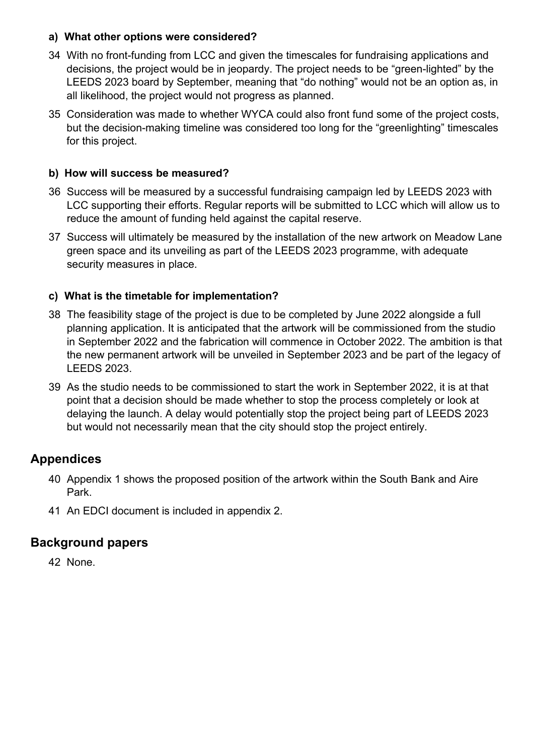### a) What other options were considered?

34 With no front-funding from LCC and given the timescales for fundraising applications and decisions, the project would be in jeopardy. The project needs to be “green-lighted” by the LEEDS 2023 board by September, meaning that “do nothing” would not be an option as, in all likelihood, the project would not progress as planned.

35 Consideration was made to whether WYCA could also front fund some of the project costs, but the decision-making timeline was considered too long for the “greenlighting” timescales for this project.

### b) How will success be measured?

36 Success will be measured by a successful fundraising campaign led by LEEDS 2023 with LCC supporting their efforts. Regular reports will be submitted to LCC which will allow us to reduce the amount of funding held against the capital reserve.

37 Success will ultimately be measured by the installation of the new artwork on Meadow Lane green space and its unveiling as part of the LEEDS 2023 programme, with adequate security measures in place.

### c) What is the timetable for implementation?

38 The feasibility stage of the project is due to be completed by June 2022 alongside a full planning application. It is anticipated that the artwork will be commissioned from the studio in September 2022 and the fabrication will commence in October 2022. The ambition is that the new permanent artwork will be unveiled in September 2023 and be part of the legacy of LEEDS 2023.

39 As the studio needs to be commissioned to start the work in September 2022, it is at that point that a decision should be made whether to stop the process completely or look at delaying the launch. A delay would potentially stop the project being part of LEEDS 2023 but would not necessarily mean that the city should stop the project entirely.

## Appendices

40 Appendix 1 shows the proposed position of the artwork within the South Bank and Aire Park.

41 An EDCI document is included in appendix 2.

## Background papers

42 None.